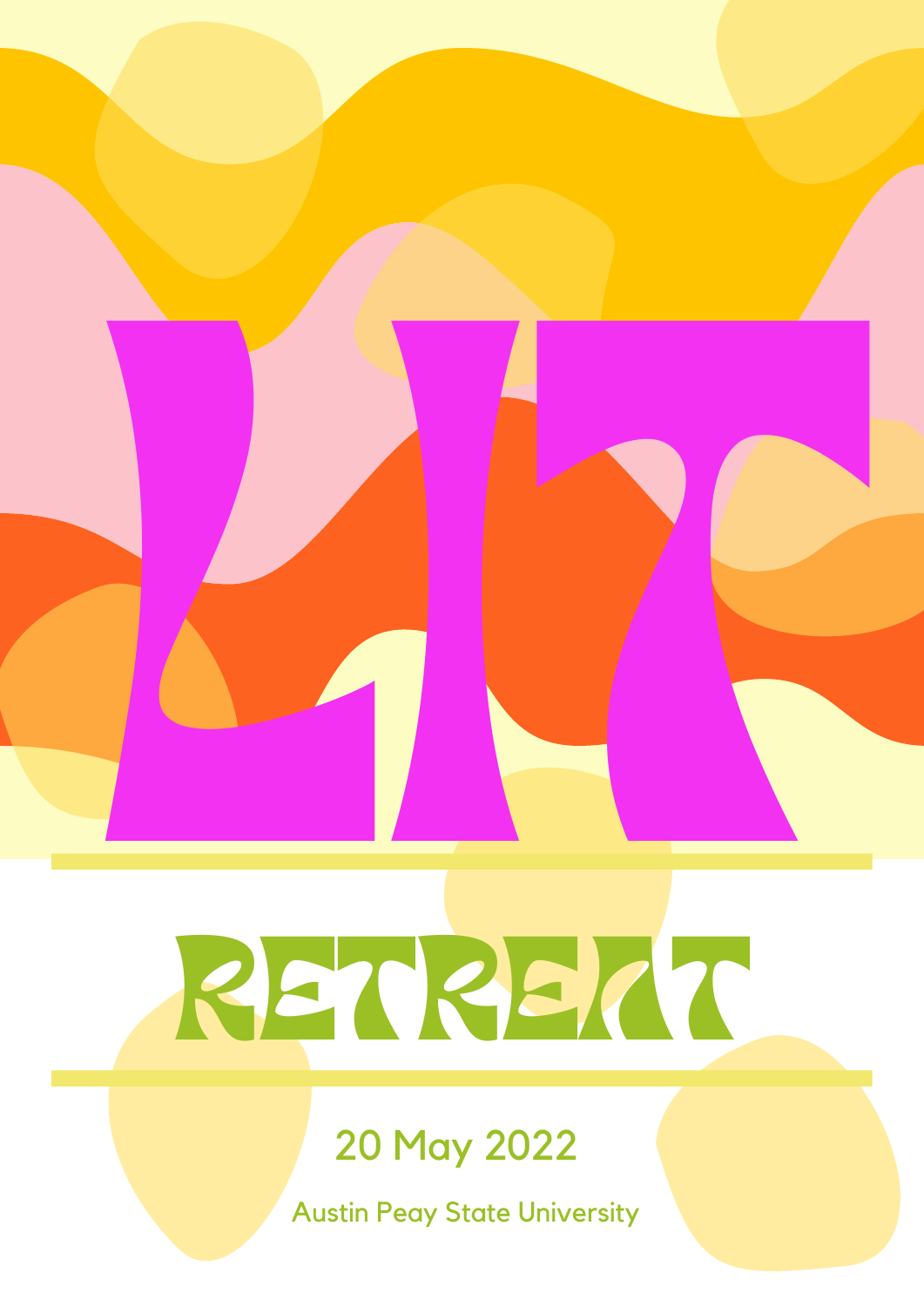# LIT

## RETREAT

20 May 2022

Austin Peay State University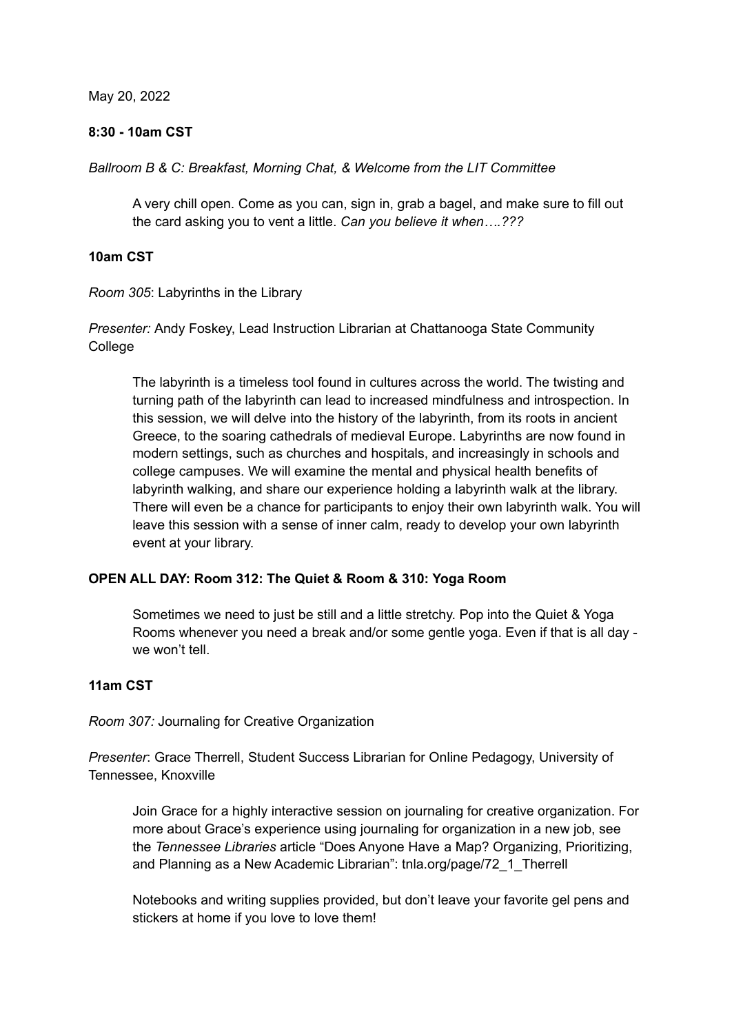May 20, 2022

**8:30 - 10am CST**

*Ballroom B & C: Breakfast, Morning Chat, & Welcome from the LIT Committee*

> A very chill open. Come as you can, sign in, grab a bagel, and make sure to fill out the card asking you to vent a little. *Can you believe it when….???*

**10am CST**

*Room 305*: Labyrinths in the Library

*Presenter:* Andy Foskey, Lead Instruction Librarian at Chattanooga State Community College

> The labyrinth is a timeless tool found in cultures across the world. The twisting and turning path of the labyrinth can lead to increased mindfulness and introspection. In this session, we will delve into the history of the labyrinth, from its roots in ancient Greece, to the soaring cathedrals of medieval Europe. Labyrinths are now found in modern settings, such as churches and hospitals, and increasingly in schools and college campuses. We will examine the mental and physical health benefits of labyrinth walking, and share our experience holding a labyrinth walk at the library. There will even be a chance for participants to enjoy their own labyrinth walk. You will leave this session with a sense of inner calm, ready to develop your own labyrinth event at your library.

**OPEN ALL DAY: Room 312: The Quiet & Room & 310: Yoga Room**

> Sometimes we need to just be still and a little stretchy. Pop into the Quiet & Yoga Rooms whenever you need a break and/or some gentle yoga. Even if that is all day - we won't tell.

**11am CST**

*Room 307:* Journaling for Creative Organization

*Presenter*: Grace Therrell, Student Success Librarian for Online Pedagogy, University of Tennessee, Knoxville

> Join Grace for a highly interactive session on journaling for creative organization. For more about Grace's experience using journaling for organization in a new job, see the *Tennessee Libraries* article "Does Anyone Have a Map? Organizing, Prioritizing, and Planning as a New Academic Librarian": tnla.org/page/72_1_Therrell
>
> Notebooks and writing supplies provided, but don't leave your favorite gel pens and stickers at home if you love to love them!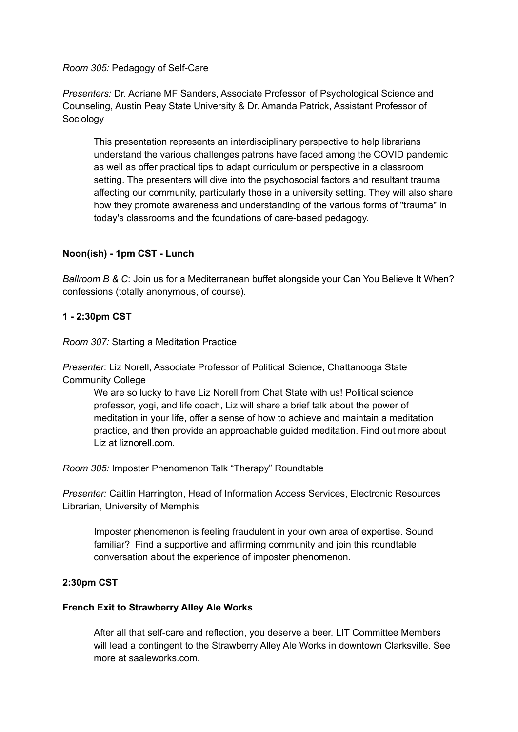*Room 305:* Pedagogy of Self-Care

*Presenters:* Dr. Adriane MF Sanders, Associate Professor of Psychological Science and Counseling, Austin Peay State University & Dr. Amanda Patrick, Assistant Professor of Sociology

> This presentation represents an interdisciplinary perspective to help librarians understand the various challenges patrons have faced among the COVID pandemic as well as offer practical tips to adapt curriculum or perspective in a classroom setting. The presenters will dive into the psychosocial factors and resultant trauma affecting our community, particularly those in a university setting. They will also share how they promote awareness and understanding of the various forms of "trauma" in today's classrooms and the foundations of care-based pedagogy.

**Noon(ish) - 1pm CST - Lunch**

*Ballroom B & C*: Join us for a Mediterranean buffet alongside your Can You Believe It When? confessions (totally anonymous, of course).

**1 - 2:30pm CST**

*Room 307:* Starting a Meditation Practice

*Presenter:* Liz Norell, Associate Professor of Political Science, Chattanooga State Community College

> We are so lucky to have Liz Norell from Chat State with us! Political science professor, yogi, and life coach, Liz will share a brief talk about the power of meditation in your life, offer a sense of how to achieve and maintain a meditation practice, and then provide an approachable guided meditation. Find out more about Liz at liznorell.com.

*Room 305:* Imposter Phenomenon Talk "Therapy" Roundtable

*Presenter:* Caitlin Harrington, Head of Information Access Services, Electronic Resources Librarian, University of Memphis

> Imposter phenomenon is feeling fraudulent in your own area of expertise. Sound familiar? Find a supportive and affirming community and join this roundtable conversation about the experience of imposter phenomenon.

**2:30pm CST**

**French Exit to Strawberry Alley Ale Works**

> After all that self-care and reflection, you deserve a beer. LIT Committee Members will lead a contingent to the Strawberry Alley Ale Works in downtown Clarksville. See more at saaleworks.com.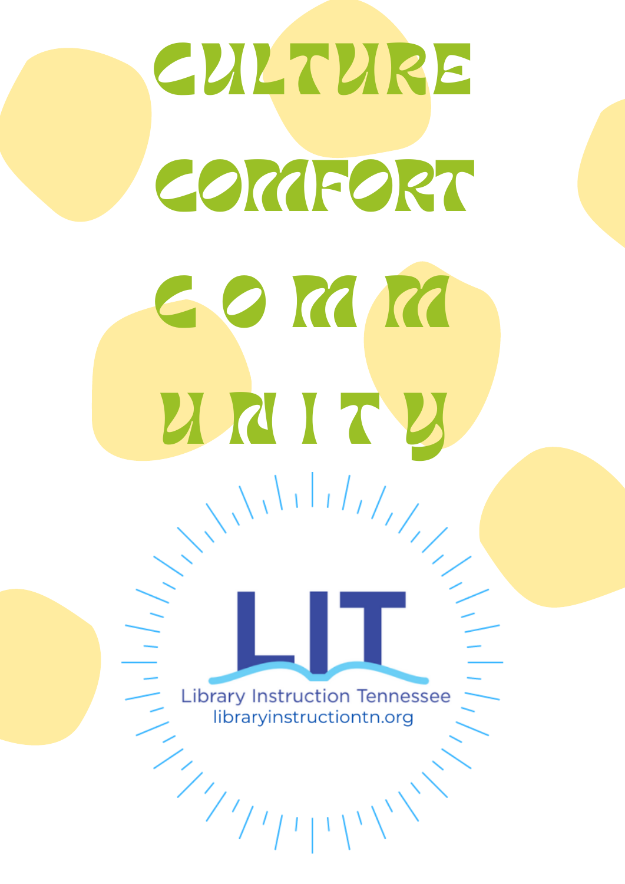# CULTURE

# COMFORT

# C O M M

# U N I T Y

LIT

Library Instruction Tennessee

libraryinstructiontn.org